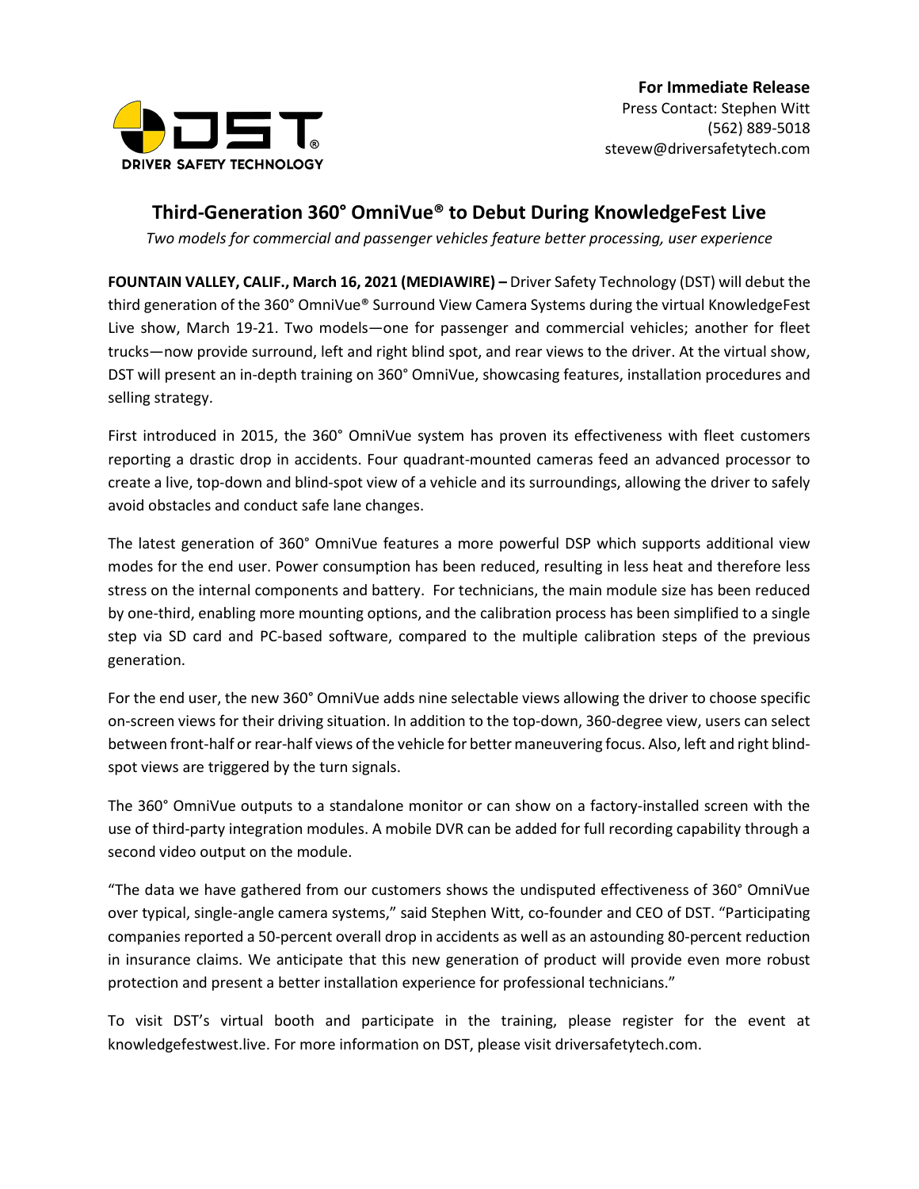DST
DRIVER SAFETY TECHNOLOGY

**For Immediate Release**
Press Contact: Stephen Witt
(562) 889-5018
stevew@driversafetytech.com

# Third-Generation 360° OmniVue® to Debut During KnowledgeFest Live

*Two models for commercial and passenger vehicles feature better processing, user experience*

**FOUNTAIN VALLEY, CALIF., March 16, 2021 (MEDIAWIRE) –** Driver Safety Technology (DST) will debut the third generation of the 360° OmniVue® Surround View Camera Systems during the virtual KnowledgeFest Live show, March 19-21. Two models—one for passenger and commercial vehicles; another for fleet trucks—now provide surround, left and right blind spot, and rear views to the driver. At the virtual show, DST will present an in-depth training on 360° OmniVue, showcasing features, installation procedures and selling strategy.

First introduced in 2015, the 360° OmniVue system has proven its effectiveness with fleet customers reporting a drastic drop in accidents. Four quadrant-mounted cameras feed an advanced processor to create a live, top-down and blind-spot view of a vehicle and its surroundings, allowing the driver to safely avoid obstacles and conduct safe lane changes.

The latest generation of 360° OmniVue features a more powerful DSP which supports additional view modes for the end user. Power consumption has been reduced, resulting in less heat and therefore less stress on the internal components and battery. For technicians, the main module size has been reduced by one-third, enabling more mounting options, and the calibration process has been simplified to a single step via SD card and PC-based software, compared to the multiple calibration steps of the previous generation.

For the end user, the new 360° OmniVue adds nine selectable views allowing the driver to choose specific on-screen views for their driving situation. In addition to the top-down, 360-degree view, users can select between front-half or rear-half views of the vehicle for better maneuvering focus. Also, left and right blind-spot views are triggered by the turn signals.

The 360° OmniVue outputs to a standalone monitor or can show on a factory-installed screen with the use of third-party integration modules. A mobile DVR can be added for full recording capability through a second video output on the module.

"The data we have gathered from our customers shows the undisputed effectiveness of 360° OmniVue over typical, single-angle camera systems," said Stephen Witt, co-founder and CEO of DST. "Participating companies reported a 50-percent overall drop in accidents as well as an astounding 80-percent reduction in insurance claims. We anticipate that this new generation of product will provide even more robust protection and present a better installation experience for professional technicians."

To visit DST's virtual booth and participate in the training, please register for the event at knowledgefestwest.live. For more information on DST, please visit driversafetytech.com.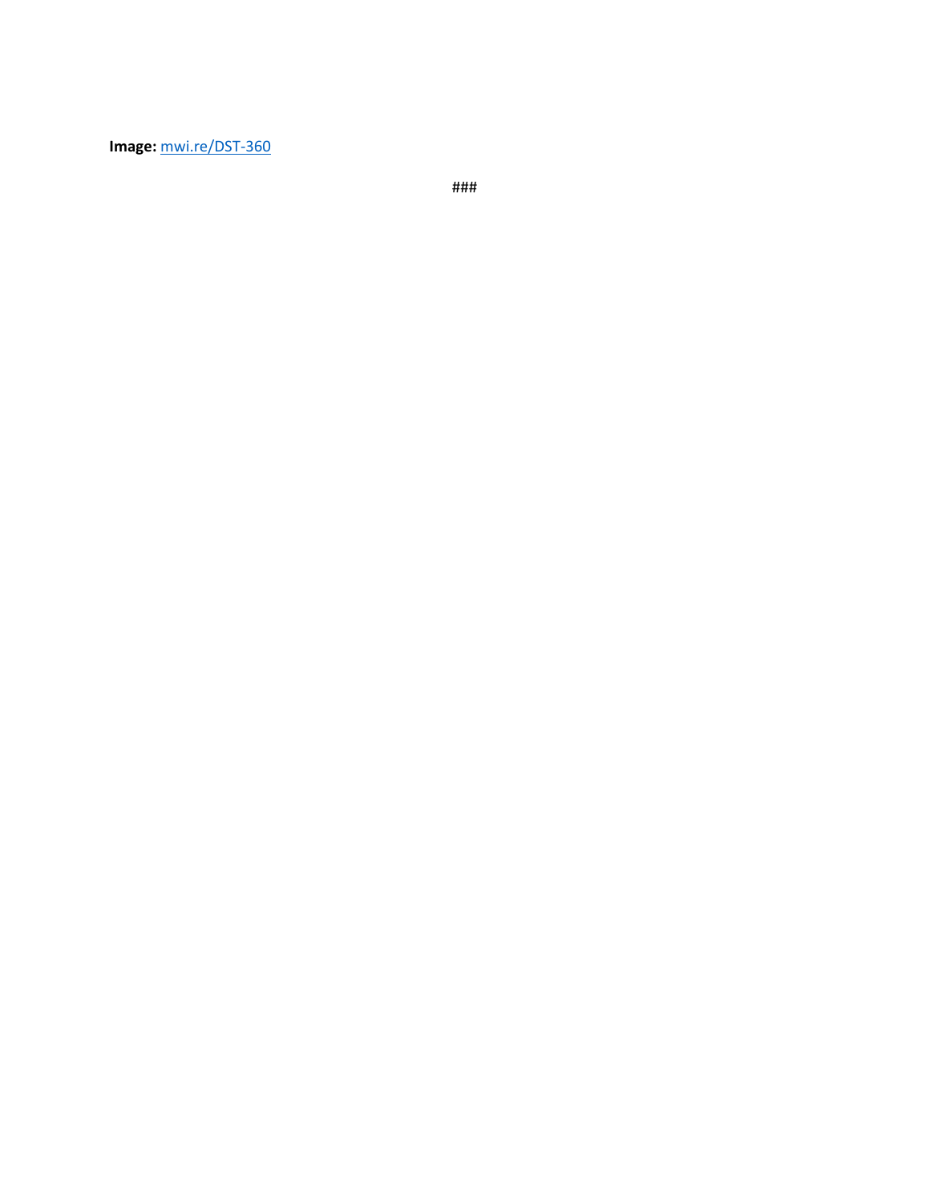**Image:** mwi.re/DST-360

###